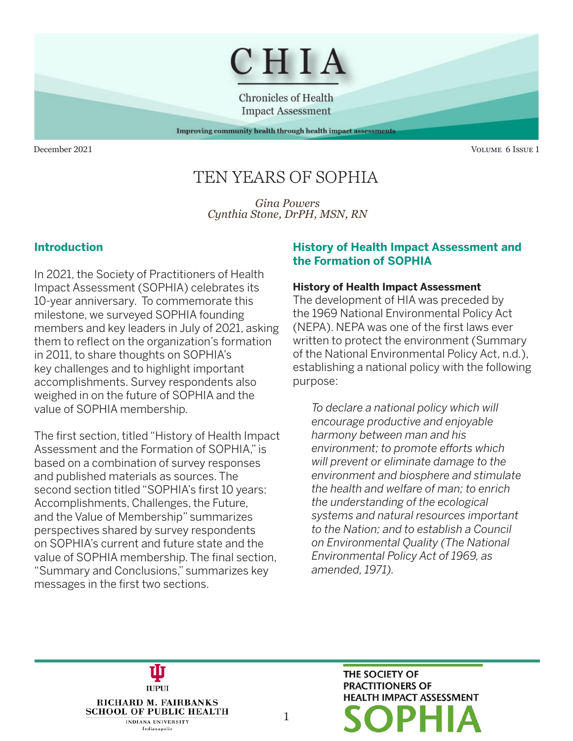# CHIA

Chronicles of Health Impact Assessment

Improving community health through health impact assessments

December 2021

## TEN YEARS OF SOPHIA

*Gina Powers*
*Cynthia Stone, DrPH, MSN, RN*

### Introduction

In 2021, the Society of Practitioners of Health Impact Assessment (SOPHIA) celebrates its 10-year anniversary. To commemorate this milestone, we surveyed SOPHIA founding members and key leaders in July of 2021, asking them to reflect on the organization's formation in 2011, to share thoughts on SOPHIA's key challenges and to highlight important accomplishments. Survey respondents also weighed in on the future of SOPHIA and the value of SOPHIA membership.

The first section, titled "History of Health Impact Assessment and the Formation of SOPHIA," is based on a combination of survey responses and published materials as sources. The second section titled "SOPHIA's first 10 years: Accomplishments, Challenges, the Future, and the Value of Membership" summarizes perspectives shared by survey respondents on SOPHIA's current and future state and the value of SOPHIA membership. The final section, "Summary and Conclusions," summarizes key messages in the first two sections.

### History of Health Impact Assessment and the Formation of SOPHIA

**History of Health Impact Assessment**

The development of HIA was preceded by the 1969 National Environmental Policy Act (NEPA). NEPA was one of the first laws ever written to protect the environment (Summary of the National Environmental Policy Act, n.d.), establishing a national policy with the following purpose:

> *To declare a national policy which will encourage productive and enjoyable harmony between man and his environment; to promote efforts which will prevent or eliminate damage to the environment and biosphere and stimulate the health and welfare of man; to enrich the understanding of the ecological systems and natural resources important to the Nation; and to establish a Council on Environmental Quality (The National Environmental Policy Act of 1969, as amended, 1971).*

IUPUI
RICHARD M. FAIRBANKS SCHOOL OF PUBLIC HEALTH
INDIANA UNIVERSITY
Indianapolis

THE SOCIETY OF PRACTITIONERS OF HEALTH IMPACT ASSESSMENT
SOPHIA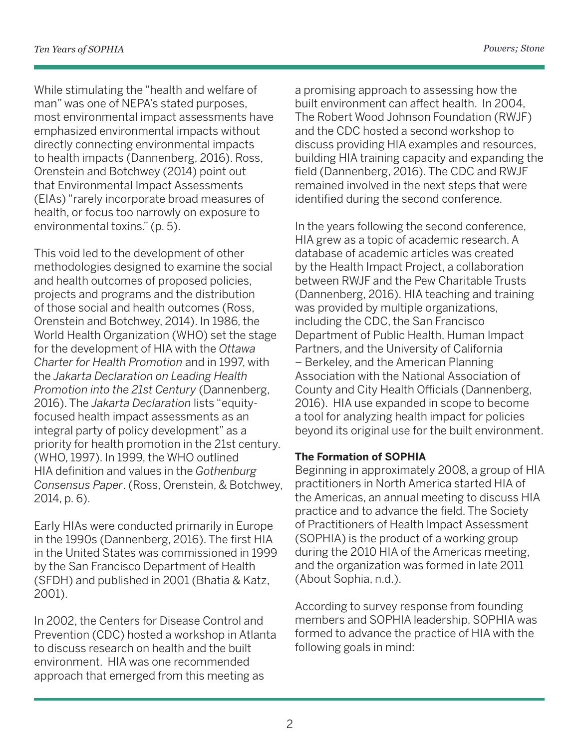While stimulating the "health and welfare of man" was one of NEPA's stated purposes, most environmental impact assessments have emphasized environmental impacts without directly connecting environmental impacts to health impacts (Dannenberg, 2016). Ross, Orenstein and Botchwey (2014) point out that Environmental Impact Assessments (EIAs) "rarely incorporate broad measures of health, or focus too narrowly on exposure to environmental toxins." (p. 5).

This void led to the development of other methodologies designed to examine the social and health outcomes of proposed policies, projects and programs and the distribution of those social and health outcomes (Ross, Orenstein and Botchwey, 2014). In 1986, the World Health Organization (WHO) set the stage for the development of HIA with the *Ottawa Charter for Health Promotion* and in 1997, with the *Jakarta Declaration on Leading Health Promotion into the 21st Century* (Dannenberg, 2016). The *Jakarta Declaration* lists "equity-focused health impact assessments as an integral party of policy development" as a priority for health promotion in the 21st century. (WHO, 1997). In 1999, the WHO outlined HIA definition and values in the *Gothenburg Consensus Paper*. (Ross, Orenstein, & Botchwey, 2014, p. 6).

Early HIAs were conducted primarily in Europe in the 1990s (Dannenberg, 2016). The first HIA in the United States was commissioned in 1999 by the San Francisco Department of Health (SFDH) and published in 2001 (Bhatia & Katz, 2001).

In 2002, the Centers for Disease Control and Prevention (CDC) hosted a workshop in Atlanta to discuss research on health and the built environment. HIA was one recommended approach that emerged from this meeting as a promising approach to assessing how the built environment can affect health. In 2004, The Robert Wood Johnson Foundation (RWJF) and the CDC hosted a second workshop to discuss providing HIA examples and resources, building HIA training capacity and expanding the field (Dannenberg, 2016). The CDC and RWJF remained involved in the next steps that were identified during the second conference.

In the years following the second conference, HIA grew as a topic of academic research. A database of academic articles was created by the Health Impact Project, a collaboration between RWJF and the Pew Charitable Trusts (Dannenberg, 2016). HIA teaching and training was provided by multiple organizations, including the CDC, the San Francisco Department of Public Health, Human Impact Partners, and the University of California – Berkeley, and the American Planning Association with the National Association of County and City Health Officials (Dannenberg, 2016). HIA use expanded in scope to become a tool for analyzing health impact for policies beyond its original use for the built environment.

**The Formation of SOPHIA**

Beginning in approximately 2008, a group of HIA practitioners in North America started HIA of the Americas, an annual meeting to discuss HIA practice and to advance the field. The Society of Practitioners of Health Impact Assessment (SOPHIA) is the product of a working group during the 2010 HIA of the Americas meeting, and the organization was formed in late 2011 (About Sophia, n.d.).

According to survey response from founding members and SOPHIA leadership, SOPHIA was formed to advance the practice of HIA with the following goals in mind: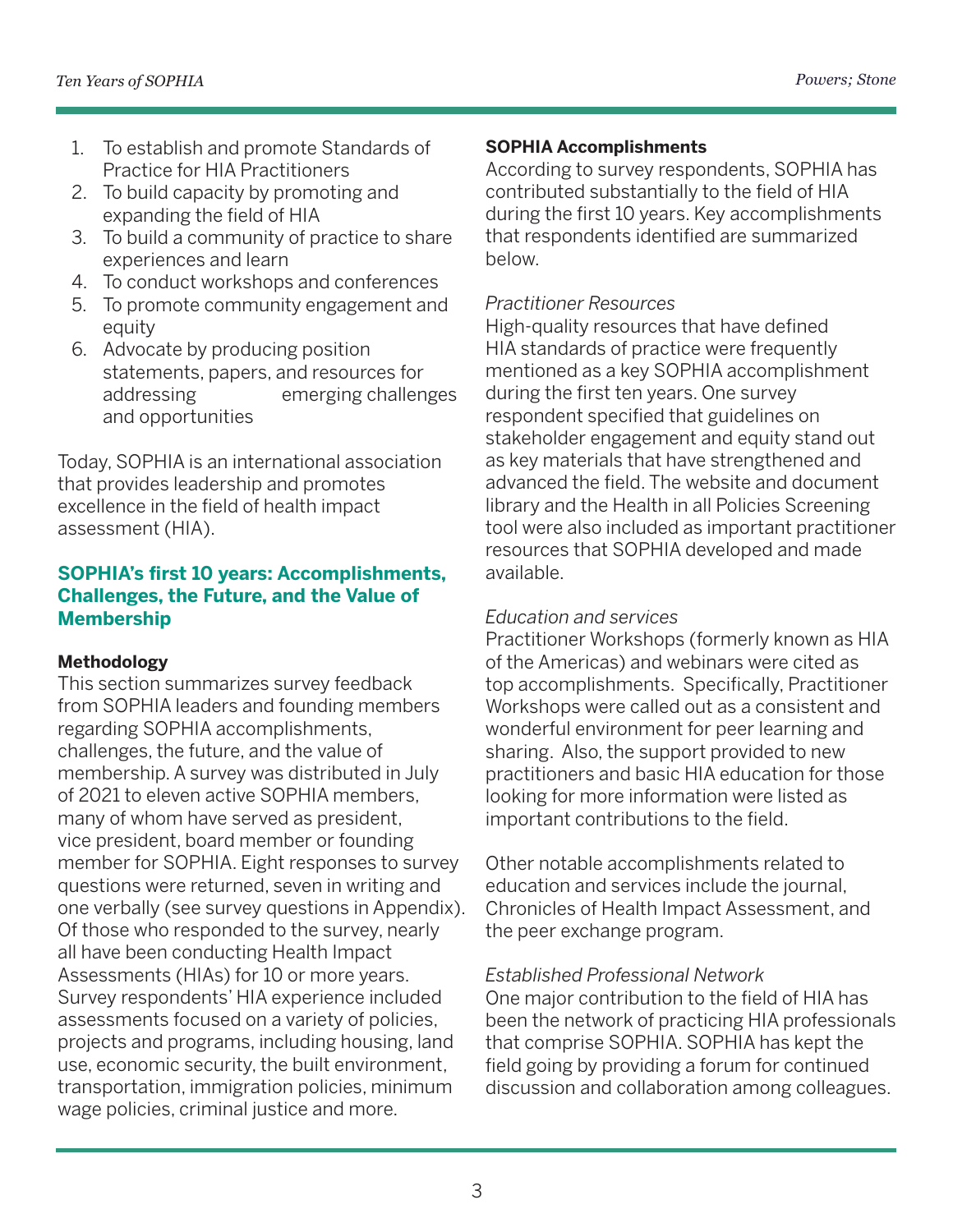1. To establish and promote Standards of Practice for HIA Practitioners
2. To build capacity by promoting and expanding the field of HIA
3. To build a community of practice to share experiences and learn
4. To conduct workshops and conferences
5. To promote community engagement and equity
6. Advocate by producing position statements, papers, and resources for addressing emerging challenges and opportunities

Today, SOPHIA is an international association that provides leadership and promotes excellence in the field of health impact assessment (HIA).

## SOPHIA's first 10 years: Accomplishments, Challenges, the Future, and the Value of Membership

### Methodology

This section summarizes survey feedback from SOPHIA leaders and founding members regarding SOPHIA accomplishments, challenges, the future, and the value of membership. A survey was distributed in July of 2021 to eleven active SOPHIA members, many of whom have served as president, vice president, board member or founding member for SOPHIA. Eight responses to survey questions were returned, seven in writing and one verbally (see survey questions in Appendix). Of those who responded to the survey, nearly all have been conducting Health Impact Assessments (HIAs) for 10 or more years. Survey respondents' HIA experience included assessments focused on a variety of policies, projects and programs, including housing, land use, economic security, the built environment, transportation, immigration policies, minimum wage policies, criminal justice and more.

### SOPHIA Accomplishments

According to survey respondents, SOPHIA has contributed substantially to the field of HIA during the first 10 years. Key accomplishments that respondents identified are summarized below.

*Practitioner Resources*

High-quality resources that have defined HIA standards of practice were frequently mentioned as a key SOPHIA accomplishment during the first ten years. One survey respondent specified that guidelines on stakeholder engagement and equity stand out as key materials that have strengthened and advanced the field. The website and document library and the Health in all Policies Screening tool were also included as important practitioner resources that SOPHIA developed and made available.

*Education and services*

Practitioner Workshops (formerly known as HIA of the Americas) and webinars were cited as top accomplishments. Specifically, Practitioner Workshops were called out as a consistent and wonderful environment for peer learning and sharing. Also, the support provided to new practitioners and basic HIA education for those looking for more information were listed as important contributions to the field.

Other notable accomplishments related to education and services include the journal, Chronicles of Health Impact Assessment, and the peer exchange program.

*Established Professional Network*

One major contribution to the field of HIA has been the network of practicing HIA professionals that comprise SOPHIA. SOPHIA has kept the field going by providing a forum for continued discussion and collaboration among colleagues.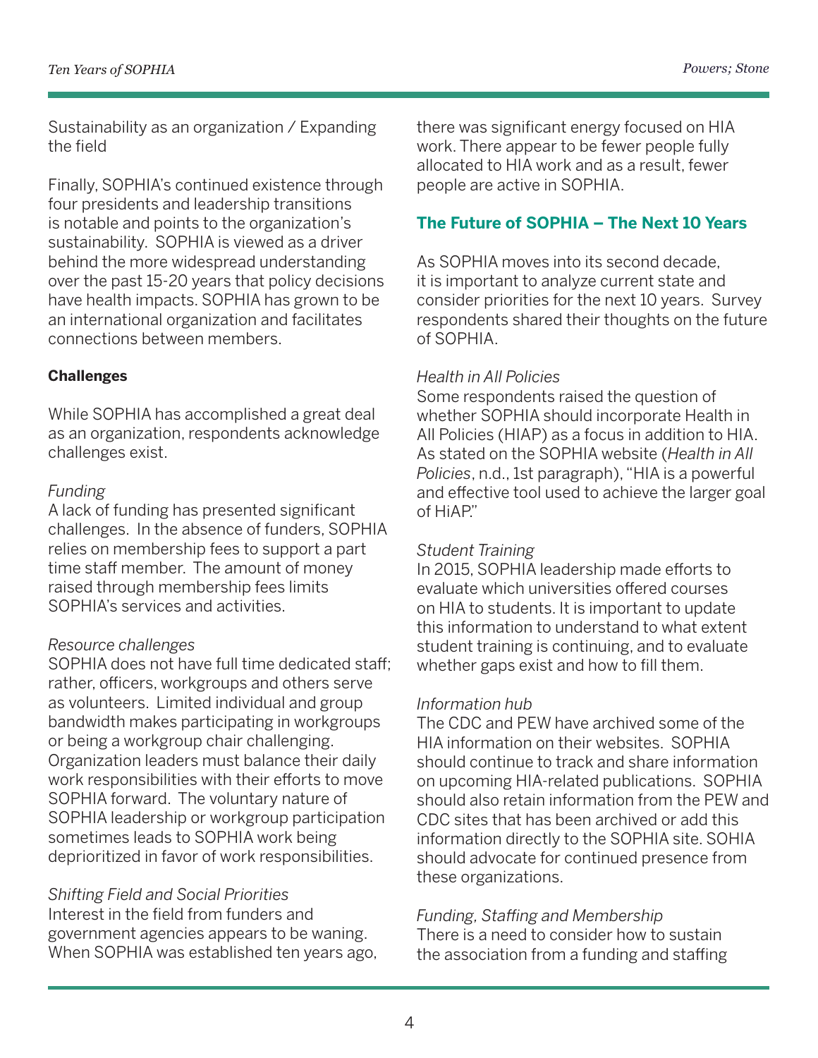Sustainability as an organization / Expanding the field

Finally, SOPHIA's continued existence through four presidents and leadership transitions is notable and points to the organization's sustainability. SOPHIA is viewed as a driver behind the more widespread understanding over the past 15-20 years that policy decisions have health impacts. SOPHIA has grown to be an international organization and facilitates connections between members.

**Challenges**

While SOPHIA has accomplished a great deal as an organization, respondents acknowledge challenges exist.

*Funding*
A lack of funding has presented significant challenges. In the absence of funders, SOPHIA relies on membership fees to support a part time staff member. The amount of money raised through membership fees limits SOPHIA's services and activities.

*Resource challenges*
SOPHIA does not have full time dedicated staff; rather, officers, workgroups and others serve as volunteers. Limited individual and group bandwidth makes participating in workgroups or being a workgroup chair challenging. Organization leaders must balance their daily work responsibilities with their efforts to move SOPHIA forward. The voluntary nature of SOPHIA leadership or workgroup participation sometimes leads to SOPHIA work being deprioritized in favor of work responsibilities.

*Shifting Field and Social Priorities*
Interest in the field from funders and government agencies appears to be waning. When SOPHIA was established ten years ago, there was significant energy focused on HIA work. There appear to be fewer people fully allocated to HIA work and as a result, fewer people are active in SOPHIA.

## The Future of SOPHIA – The Next 10 Years

As SOPHIA moves into its second decade, it is important to analyze current state and consider priorities for the next 10 years. Survey respondents shared their thoughts on the future of SOPHIA.

*Health in All Policies*
Some respondents raised the question of whether SOPHIA should incorporate Health in All Policies (HIAP) as a focus in addition to HIA. As stated on the SOPHIA website (*Health in All Policies*, n.d., 1st paragraph), "HIA is a powerful and effective tool used to achieve the larger goal of HiAP."

*Student Training*
In 2015, SOPHIA leadership made efforts to evaluate which universities offered courses on HIA to students. It is important to update this information to understand to what extent student training is continuing, and to evaluate whether gaps exist and how to fill them.

*Information hub*
The CDC and PEW have archived some of the HIA information on their websites. SOPHIA should continue to track and share information on upcoming HIA-related publications. SOPHIA should also retain information from the PEW and CDC sites that has been archived or add this information directly to the SOPHIA site. SOHIA should advocate for continued presence from these organizations.

*Funding, Staffing and Membership*
There is a need to consider how to sustain the association from a funding and staffing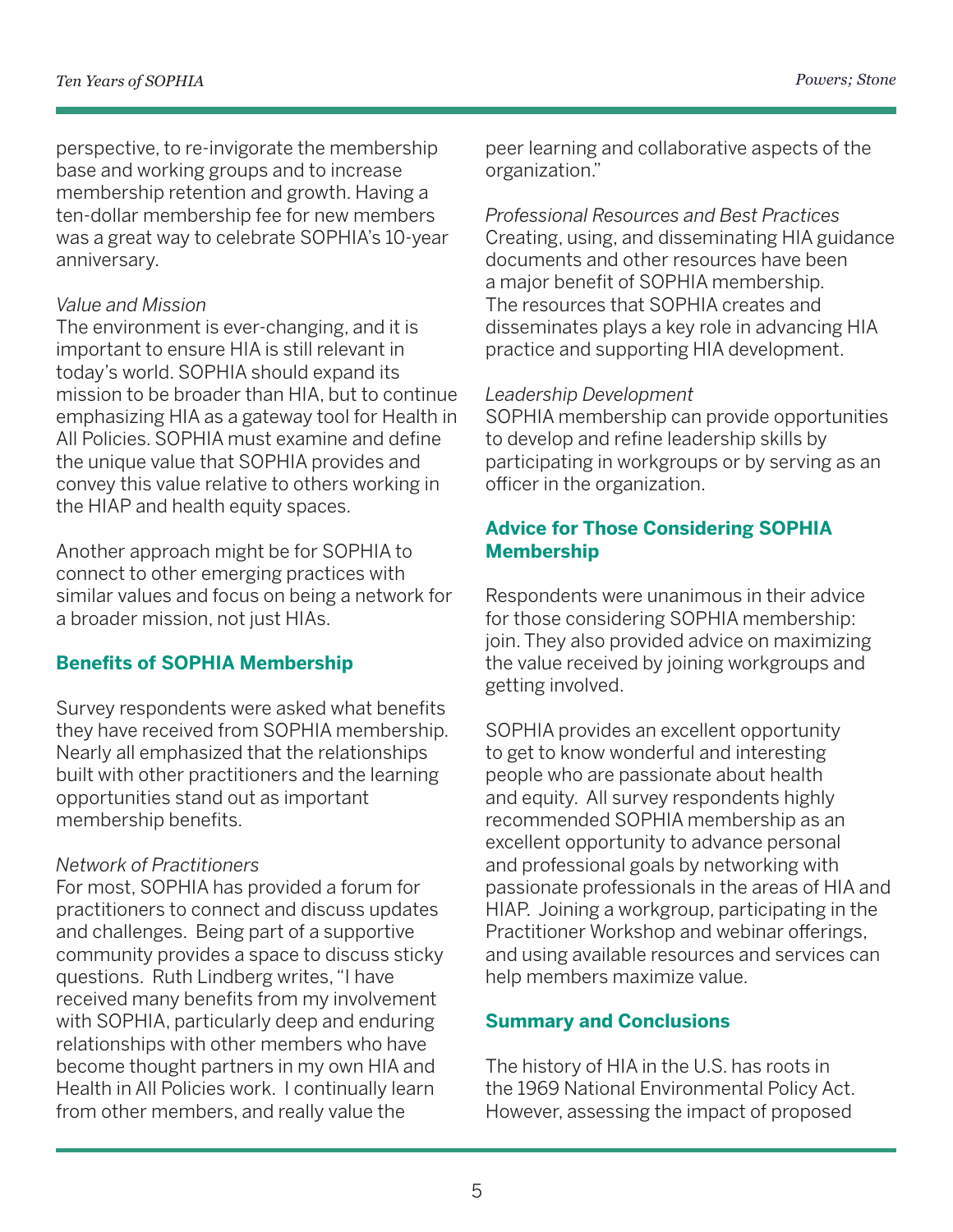perspective, to re-invigorate the membership base and working groups and to increase membership retention and growth. Having a ten-dollar membership fee for new members was a great way to celebrate SOPHIA's 10-year anniversary.

*Value and Mission*
The environment is ever-changing, and it is important to ensure HIA is still relevant in today's world. SOPHIA should expand its mission to be broader than HIA, but to continue emphasizing HIA as a gateway tool for Health in All Policies. SOPHIA must examine and define the unique value that SOPHIA provides and convey this value relative to others working in the HIAP and health equity spaces.

Another approach might be for SOPHIA to connect to other emerging practices with similar values and focus on being a network for a broader mission, not just HIAs.

## Benefits of SOPHIA Membership

Survey respondents were asked what benefits they have received from SOPHIA membership. Nearly all emphasized that the relationships built with other practitioners and the learning opportunities stand out as important membership benefits.

*Network of Practitioners*
For most, SOPHIA has provided a forum for practitioners to connect and discuss updates and challenges. Being part of a supportive community provides a space to discuss sticky questions. Ruth Lindberg writes, "I have received many benefits from my involvement with SOPHIA, particularly deep and enduring relationships with other members who have become thought partners in my own HIA and Health in All Policies work. I continually learn from other members, and really value the peer learning and collaborative aspects of the organization."

*Professional Resources and Best Practices*
Creating, using, and disseminating HIA guidance documents and other resources have been a major benefit of SOPHIA membership. The resources that SOPHIA creates and disseminates plays a key role in advancing HIA practice and supporting HIA development.

*Leadership Development*
SOPHIA membership can provide opportunities to develop and refine leadership skills by participating in workgroups or by serving as an officer in the organization.

## Advice for Those Considering SOPHIA Membership

Respondents were unanimous in their advice for those considering SOPHIA membership: join. They also provided advice on maximizing the value received by joining workgroups and getting involved.

SOPHIA provides an excellent opportunity to get to know wonderful and interesting people who are passionate about health and equity. All survey respondents highly recommended SOPHIA membership as an excellent opportunity to advance personal and professional goals by networking with passionate professionals in the areas of HIA and HIAP. Joining a workgroup, participating in the Practitioner Workshop and webinar offerings, and using available resources and services can help members maximize value.

## Summary and Conclusions

The history of HIA in the U.S. has roots in the 1969 National Environmental Policy Act. However, assessing the impact of proposed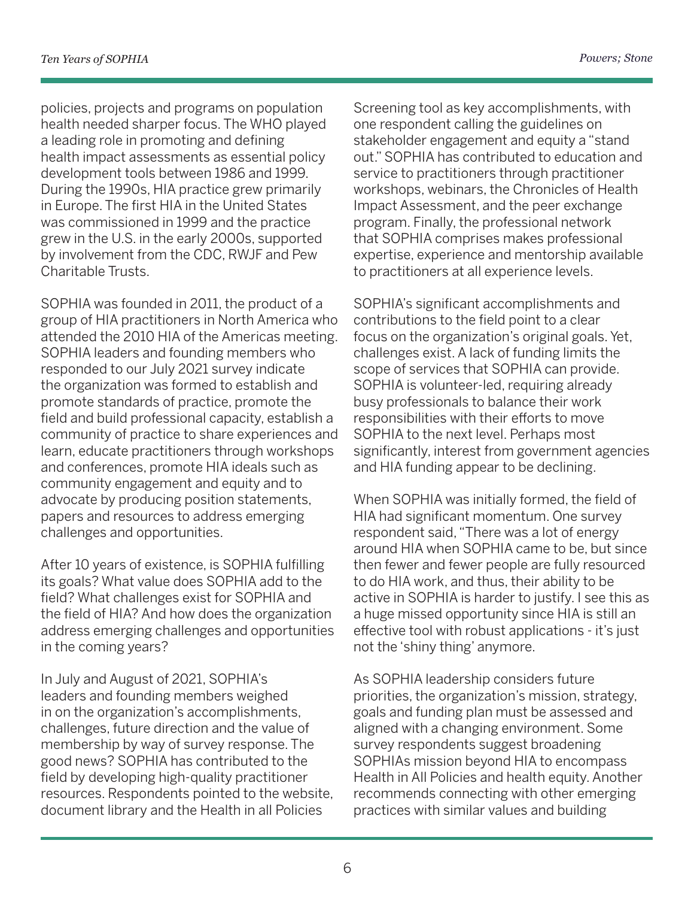policies, projects and programs on population health needed sharper focus. The WHO played a leading role in promoting and defining health impact assessments as essential policy development tools between 1986 and 1999. During the 1990s, HIA practice grew primarily in Europe. The first HIA in the United States was commissioned in 1999 and the practice grew in the U.S. in the early 2000s, supported by involvement from the CDC, RWJF and Pew Charitable Trusts.

SOPHIA was founded in 2011, the product of a group of HIA practitioners in North America who attended the 2010 HIA of the Americas meeting. SOPHIA leaders and founding members who responded to our July 2021 survey indicate the organization was formed to establish and promote standards of practice, promote the field and build professional capacity, establish a community of practice to share experiences and learn, educate practitioners through workshops and conferences, promote HIA ideals such as community engagement and equity and to advocate by producing position statements, papers and resources to address emerging challenges and opportunities.

After 10 years of existence, is SOPHIA fulfilling its goals? What value does SOPHIA add to the field? What challenges exist for SOPHIA and the field of HIA? And how does the organization address emerging challenges and opportunities in the coming years?

In July and August of 2021, SOPHIA's leaders and founding members weighed in on the organization's accomplishments, challenges, future direction and the value of membership by way of survey response. The good news? SOPHIA has contributed to the field by developing high-quality practitioner resources. Respondents pointed to the website, document library and the Health in all Policies Screening tool as key accomplishments, with one respondent calling the guidelines on stakeholder engagement and equity a "stand out." SOPHIA has contributed to education and service to practitioners through practitioner workshops, webinars, the Chronicles of Health Impact Assessment, and the peer exchange program. Finally, the professional network that SOPHIA comprises makes professional expertise, experience and mentorship available to practitioners at all experience levels.

SOPHIA's significant accomplishments and contributions to the field point to a clear focus on the organization's original goals. Yet, challenges exist. A lack of funding limits the scope of services that SOPHIA can provide. SOPHIA is volunteer-led, requiring already busy professionals to balance their work responsibilities with their efforts to move SOPHIA to the next level. Perhaps most significantly, interest from government agencies and HIA funding appear to be declining.

When SOPHIA was initially formed, the field of HIA had significant momentum. One survey respondent said, "There was a lot of energy around HIA when SOPHIA came to be, but since then fewer and fewer people are fully resourced to do HIA work, and thus, their ability to be active in SOPHIA is harder to justify. I see this as a huge missed opportunity since HIA is still an effective tool with robust applications - it's just not the 'shiny thing' anymore.

As SOPHIA leadership considers future priorities, the organization's mission, strategy, goals and funding plan must be assessed and aligned with a changing environment. Some survey respondents suggest broadening SOPHIAs mission beyond HIA to encompass Health in All Policies and health equity. Another recommends connecting with other emerging practices with similar values and building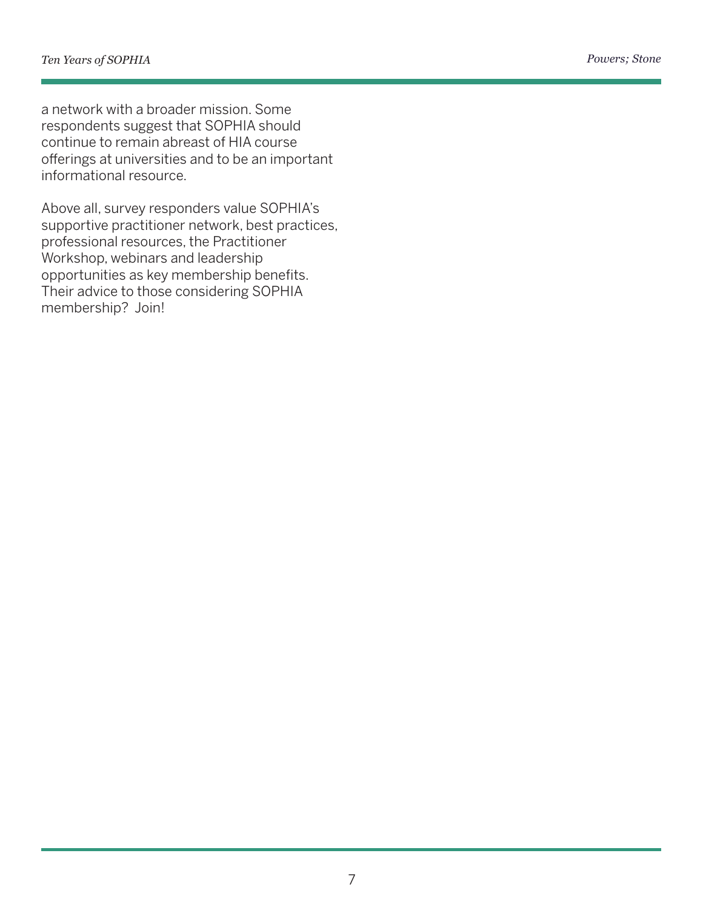a network with a broader mission. Some respondents suggest that SOPHIA should continue to remain abreast of HIA course offerings at universities and to be an important informational resource.

Above all, survey responders value SOPHIA's supportive practitioner network, best practices, professional resources, the Practitioner Workshop, webinars and leadership opportunities as key membership benefits. Their advice to those considering SOPHIA membership? Join!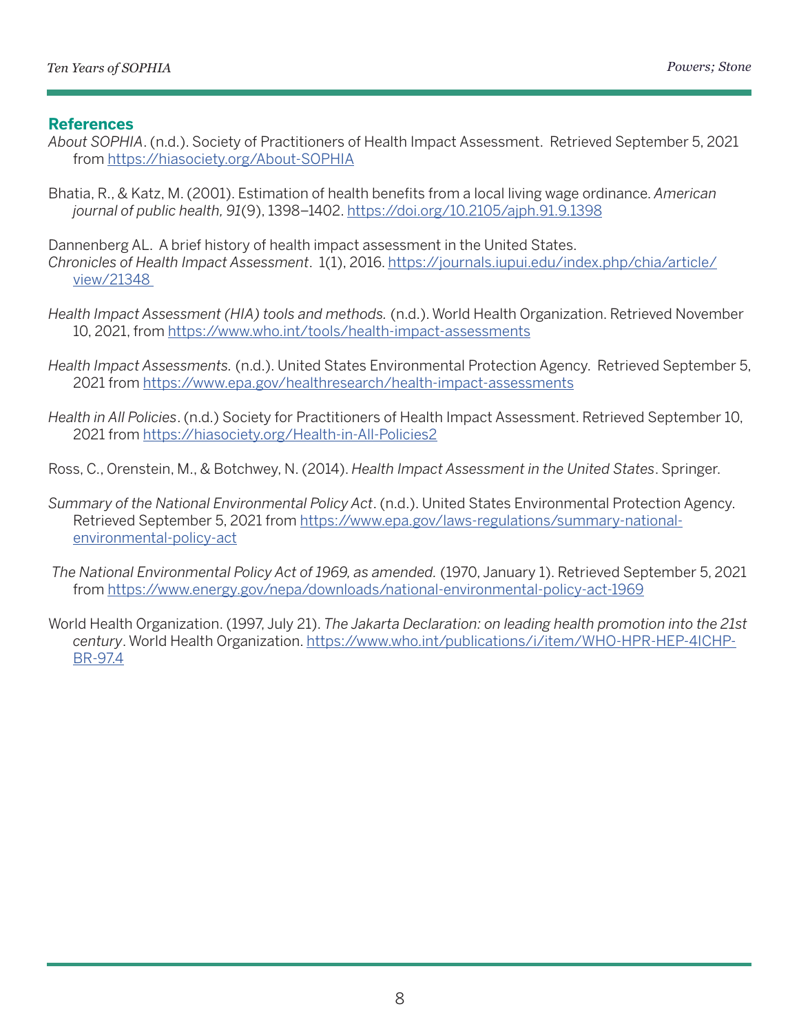## References

*About SOPHIA*. (n.d.). Society of Practitioners of Health Impact Assessment. Retrieved September 5, 2021 from https://hiasociety.org/About-SOPHIA

Bhatia, R., & Katz, M. (2001). Estimation of health benefits from a local living wage ordinance. *American journal of public health, 91*(9), 1398–1402. https://doi.org/10.2105/ajph.91.9.1398

Dannenberg AL. A brief history of health impact assessment in the United States. *Chronicles of Health Impact Assessment*. 1(1), 2016. https://journals.iupui.edu/index.php/chia/article/view/21348

*Health Impact Assessment (HIA) tools and methods.* (n.d.). World Health Organization. Retrieved November 10, 2021, from https://www.who.int/tools/health-impact-assessments

*Health Impact Assessments.* (n.d.). United States Environmental Protection Agency. Retrieved September 5, 2021 from https://www.epa.gov/healthresearch/health-impact-assessments

*Health in All Policies*. (n.d.) Society for Practitioners of Health Impact Assessment. Retrieved September 10, 2021 from https://hiasociety.org/Health-in-All-Policies2

Ross, C., Orenstein, M., & Botchwey, N. (2014). *Health Impact Assessment in the United States*. Springer.

*Summary of the National Environmental Policy Act*. (n.d.). United States Environmental Protection Agency. Retrieved September 5, 2021 from https://www.epa.gov/laws-regulations/summary-national-environmental-policy-act

*The National Environmental Policy Act of 1969, as amended.* (1970, January 1). Retrieved September 5, 2021 from https://www.energy.gov/nepa/downloads/national-environmental-policy-act-1969

World Health Organization. (1997, July 21). *The Jakarta Declaration: on leading health promotion into the 21st century*. World Health Organization. https://www.who.int/publications/i/item/WHO-HPR-HEP-4ICHP-BR-97.4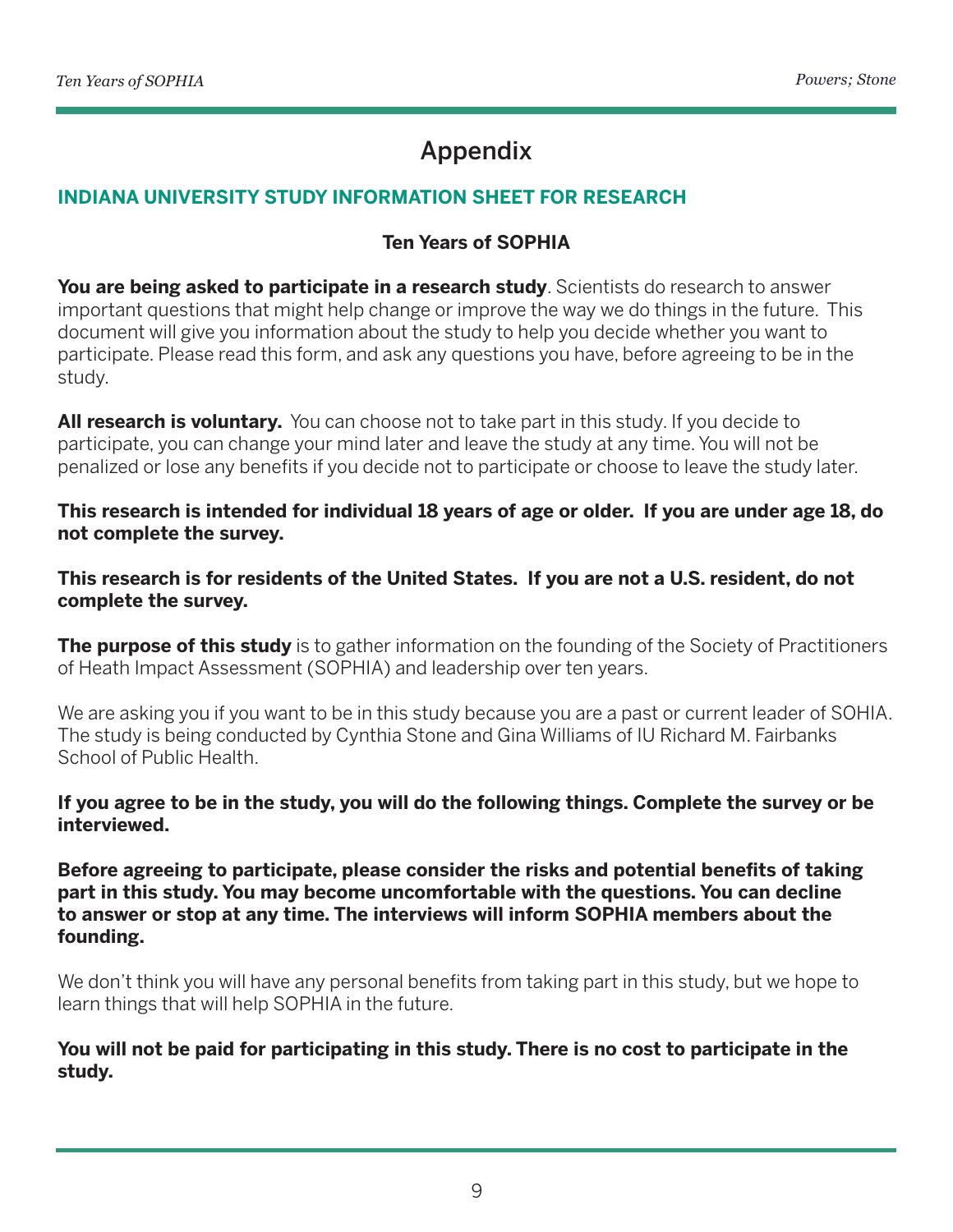# Appendix

## INDIANA UNIVERSITY STUDY INFORMATION SHEET FOR RESEARCH

### Ten Years of SOPHIA

**You are being asked to participate in a research study**. Scientists do research to answer important questions that might help change or improve the way we do things in the future. This document will give you information about the study to help you decide whether you want to participate. Please read this form, and ask any questions you have, before agreeing to be in the study.

**All research is voluntary.** You can choose not to take part in this study. If you decide to participate, you can change your mind later and leave the study at any time. You will not be penalized or lose any benefits if you decide not to participate or choose to leave the study later.

**This research is intended for individual 18 years of age or older. If you are under age 18, do not complete the survey.**

**This research is for residents of the United States. If you are not a U.S. resident, do not complete the survey.**

**The purpose of this study** is to gather information on the founding of the Society of Practitioners of Heath Impact Assessment (SOPHIA) and leadership over ten years.

We are asking you if you want to be in this study because you are a past or current leader of SOHIA. The study is being conducted by Cynthia Stone and Gina Williams of IU Richard M. Fairbanks School of Public Health.

**If you agree to be in the study, you will do the following things. Complete the survey or be interviewed.**

**Before agreeing to participate, please consider the risks and potential benefits of taking part in this study. You may become uncomfortable with the questions. You can decline to answer or stop at any time. The interviews will inform SOPHIA members about the founding.**

We don't think you will have any personal benefits from taking part in this study, but we hope to learn things that will help SOPHIA in the future.

**You will not be paid for participating in this study. There is no cost to participate in the study.**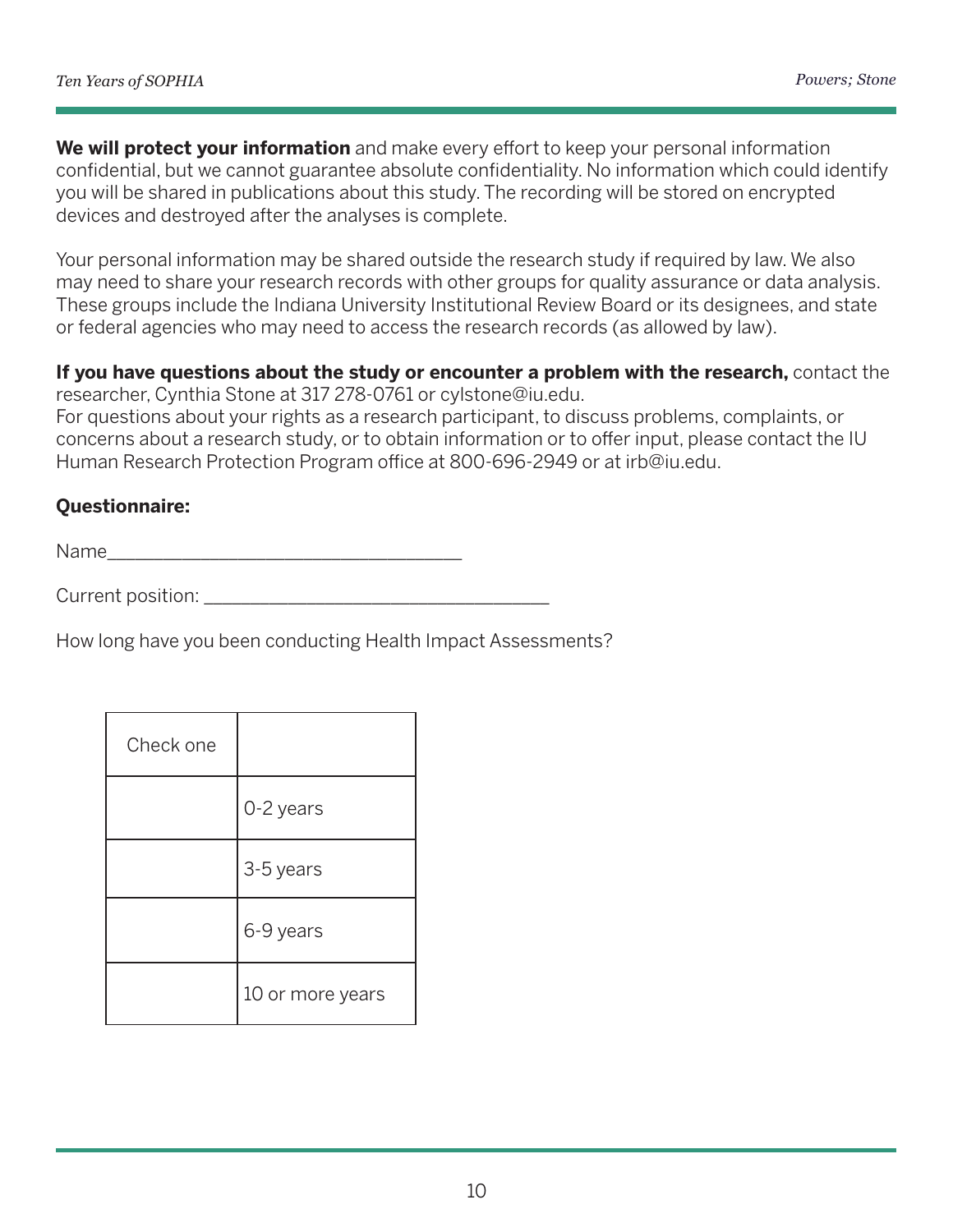**We will protect your information** and make every effort to keep your personal information confidential, but we cannot guarantee absolute confidentiality. No information which could identify you will be shared in publications about this study. The recording will be stored on encrypted devices and destroyed after the analyses is complete.

Your personal information may be shared outside the research study if required by law. We also may need to share your research records with other groups for quality assurance or data analysis. These groups include the Indiana University Institutional Review Board or its designees, and state or federal agencies who may need to access the research records (as allowed by law).

**If you have questions about the study or encounter a problem with the research,** contact the researcher, Cynthia Stone at 317 278-0761 or cylstone@iu.edu.
For questions about your rights as a research participant, to discuss problems, complaints, or concerns about a research study, or to obtain information or to offer input, please contact the IU Human Research Protection Program office at 800-696-2949 or at irb@iu.edu.

**Questionnaire:**

Name___________________________________

Current position: __________________________________

How long have you been conducting Health Impact Assessments?

| Check one | |
|---|---|
| | 0-2 years |
| | 3-5 years |
| | 6-9 years |
| | 10 or more years |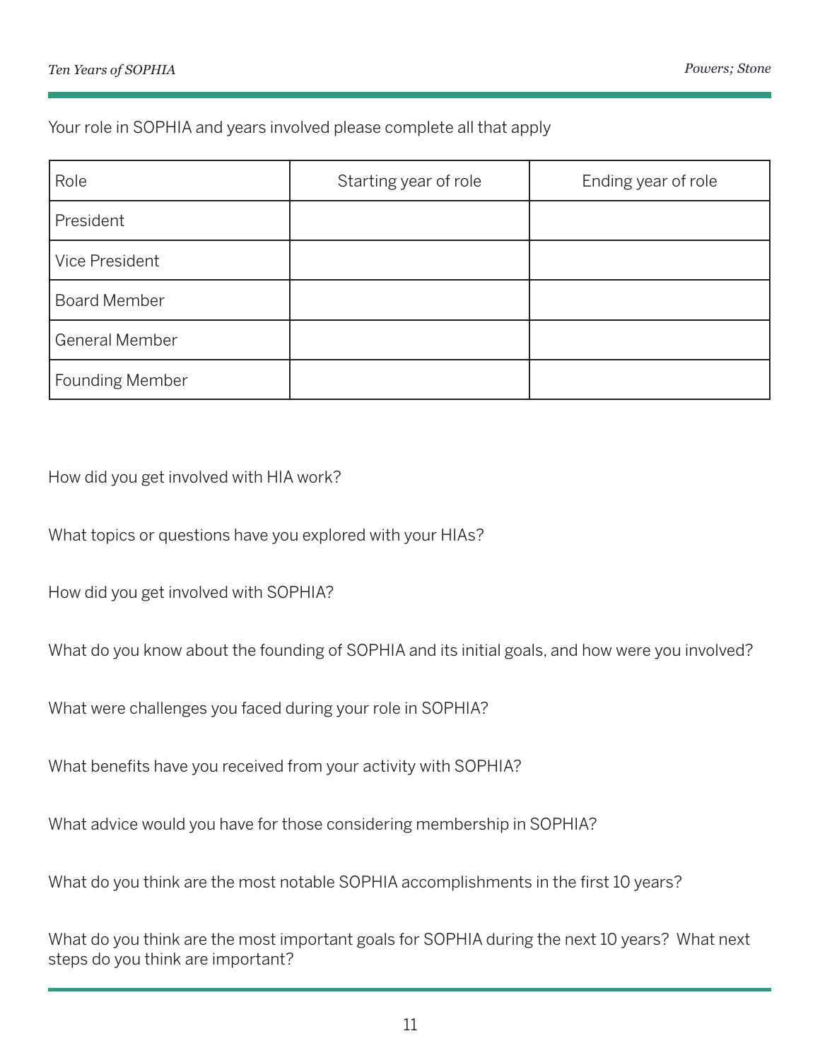Your role in SOPHIA and years involved please complete all that apply

| Role | Starting year of role | Ending year of role |
|---|---|---|
| President | | |
| Vice President | | |
| Board Member | | |
| General Member | | |
| Founding Member | | |

How did you get involved with HIA work?

What topics or questions have you explored with your HIAs?

How did you get involved with SOPHIA?

What do you know about the founding of SOPHIA and its initial goals, and how were you involved?

What were challenges you faced during your role in SOPHIA?

What benefits have you received from your activity with SOPHIA?

What advice would you have for those considering membership in SOPHIA?

What do you think are the most notable SOPHIA accomplishments in the first 10 years?

What do you think are the most important goals for SOPHIA during the next 10 years? What next steps do you think are important?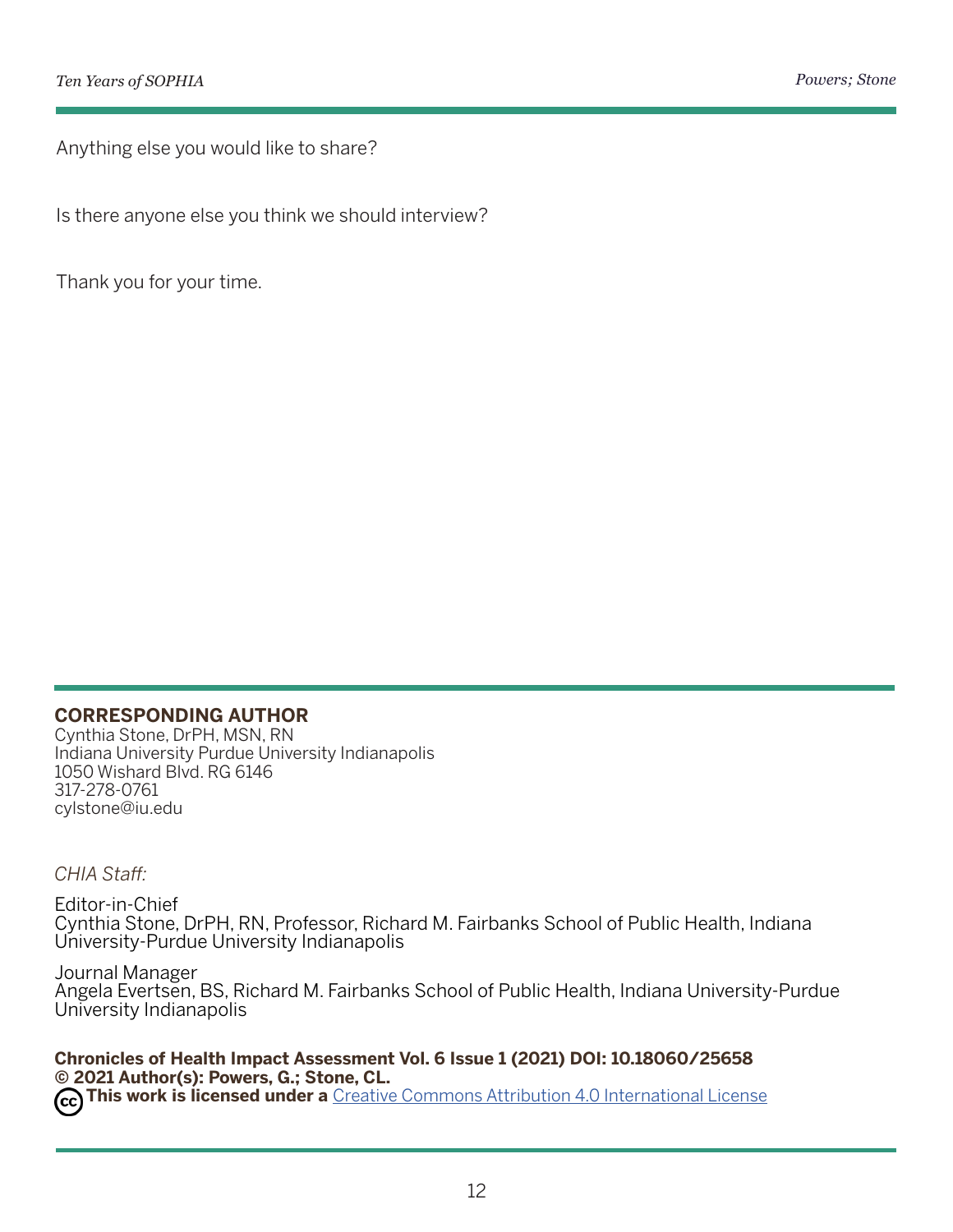Anything else you would like to share?

Is there anyone else you think we should interview?

Thank you for your time.

**CORRESPONDING AUTHOR**

Cynthia Stone, DrPH, MSN, RN
Indiana University Purdue University Indianapolis
1050 Wishard Blvd. RG 6146
317-278-0761
cylstone@iu.edu

*CHIA Staff:*

Editor-in-Chief
Cynthia Stone, DrPH, RN, Professor, Richard M. Fairbanks School of Public Health, Indiana University-Purdue University Indianapolis

Journal Manager
Angela Evertsen, BS, Richard M. Fairbanks School of Public Health, Indiana University-Purdue University Indianapolis

**Chronicles of Health Impact Assessment Vol. 6 Issue 1 (2021) DOI: 10.18060/25658**
**© 2021 Author(s): Powers, G.; Stone, CL.**
**This work is licensed under a** [Creative Commons Attribution 4.0 International License]